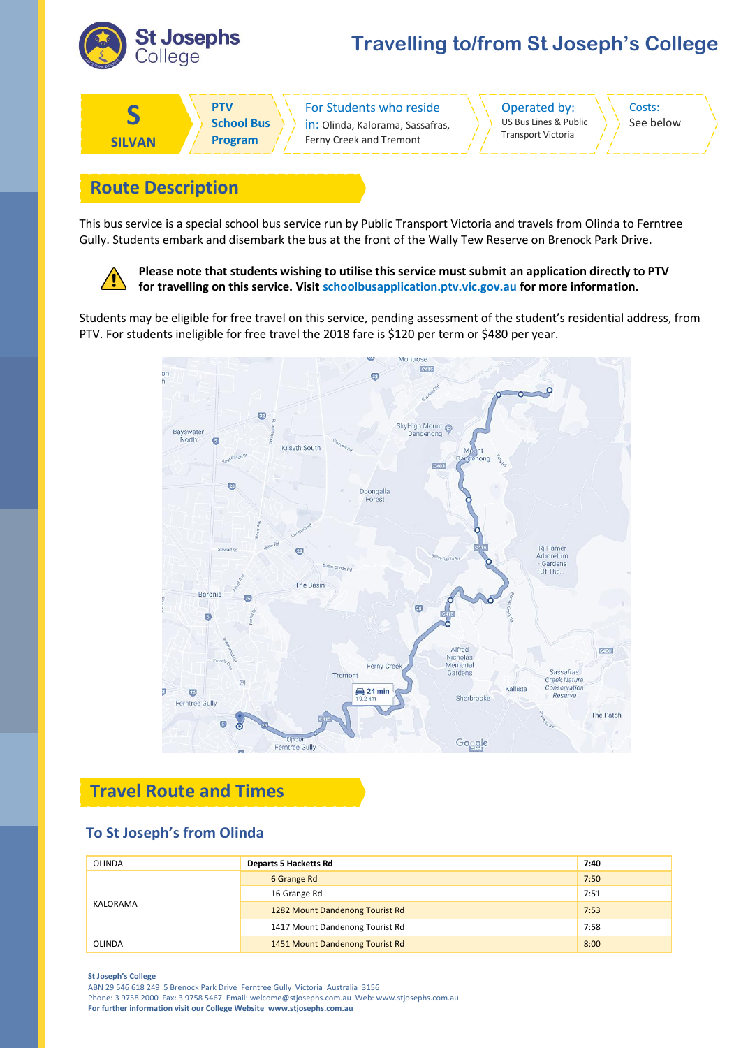# Travelling to/from St Joseph's College

| S SILVAN | PTV School Bus Program | For Students who reside in: Olinda, Kalorama, Sassafras, Ferny Creek and Tremont | Operated by: US Bus Lines & Public Transport Victoria | Costs: See below |
|---|---|---|---|---|

## Route Description

This bus service is a special school bus service run by Public Transport Victoria and travels from Olinda to Ferntree Gully. Students embark and disembark the bus at the front of the Wally Tew Reserve on Brenock Park Drive.

**Please note that students wishing to utilise this service must submit an application directly to PTV for travelling on this service. Visit schoolbusapplication.ptv.vic.gov.au for more information.**

Students may be eligible for free travel on this service, pending assessment of the student's residential address, from PTV. For students ineligible for free travel the 2018 fare is $120 per term or $480 per year.

## Travel Route and Times

### To St Joseph's from Olinda

| OLINDA | **Departs 5 Hacketts Rd** | **7:40** |
|---|---|---|
| KALORAMA | 6 Grange Rd | 7:50 |
| | 16 Grange Rd | 7:51 |
| | 1282 Mount Dandenong Tourist Rd | 7:53 |
| | 1417 Mount Dandenong Tourist Rd | 7:58 |
| OLINDA | 1451 Mount Dandenong Tourist Rd | 8:00 |

**St Joseph's College**
ABN 29 546 618 249 5 Brenock Park Drive Ferntree Gully Victoria Australia 3156
Phone: 3 9758 2000 Fax: 3 9758 5467 Email: welcome@stjosephs.com.au Web: www.stjosephs.com.au
**For further information visit our College Website www.stjosephs.com.au**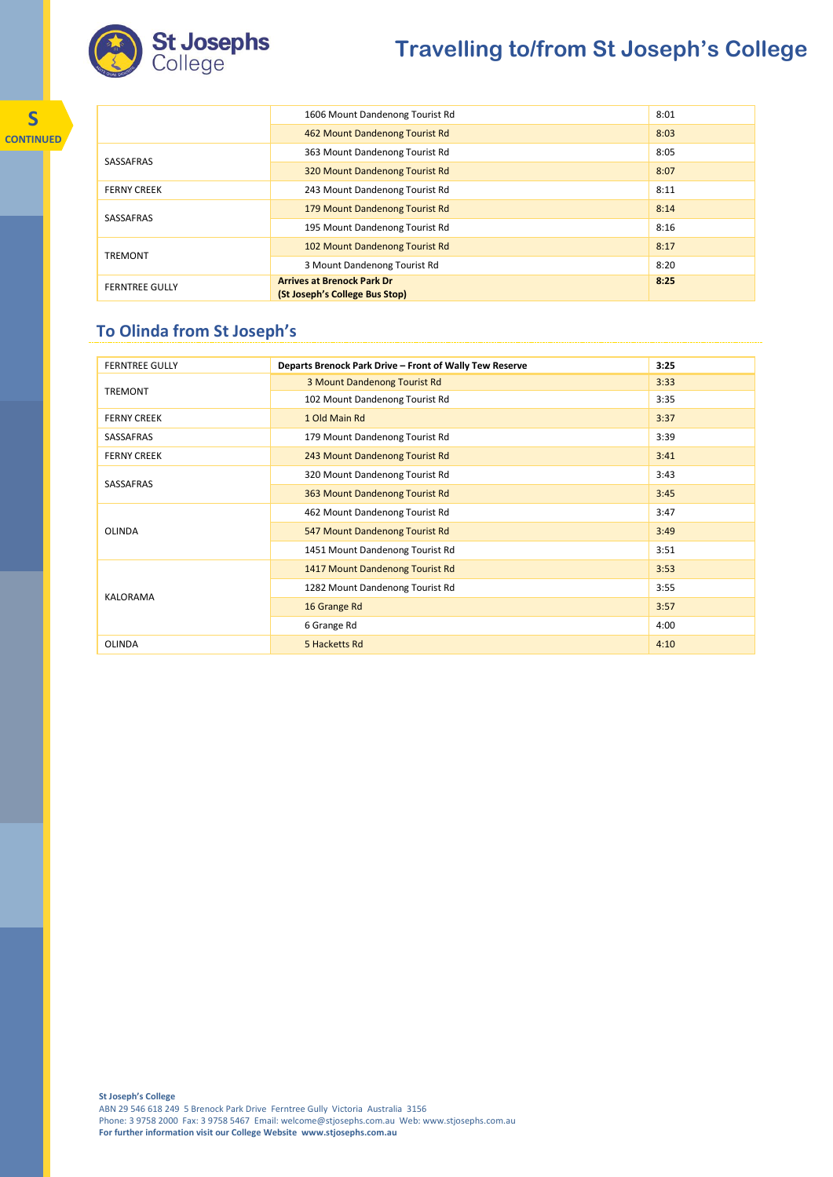# Travelling to/from St Joseph's College

S CONTINUED

| | | |
|---|---|---|
| | 1606 Mount Dandenong Tourist Rd | 8:01 |
| | 462 Mount Dandenong Tourist Rd | 8:03 |
| SASSAFRAS | 363 Mount Dandenong Tourist Rd | 8:05 |
| | 320 Mount Dandenong Tourist Rd | 8:07 |
| FERNY CREEK | 243 Mount Dandenong Tourist Rd | 8:11 |
| SASSAFRAS | 179 Mount Dandenong Tourist Rd | 8:14 |
| | 195 Mount Dandenong Tourist Rd | 8:16 |
| TREMONT | 102 Mount Dandenong Tourist Rd | 8:17 |
| | 3 Mount Dandenong Tourist Rd | 8:20 |
| FERNTREE GULLY | **Arrives at Brenock Park Dr (St Joseph's College Bus Stop)** | **8:25** |

## To Olinda from St Joseph's

| | | |
|---|---|---|
| FERNTREE GULLY | **Departs Brenock Park Drive – Front of Wally Tew Reserve** | **3:25** |
| TREMONT | 3 Mount Dandenong Tourist Rd | 3:33 |
| | 102 Mount Dandenong Tourist Rd | 3:35 |
| FERNY CREEK | 1 Old Main Rd | 3:37 |
| SASSAFRAS | 179 Mount Dandenong Tourist Rd | 3:39 |
| FERNY CREEK | 243 Mount Dandenong Tourist Rd | 3:41 |
| SASSAFRAS | 320 Mount Dandenong Tourist Rd | 3:43 |
| | 363 Mount Dandenong Tourist Rd | 3:45 |
| OLINDA | 462 Mount Dandenong Tourist Rd | 3:47 |
| | 547 Mount Dandenong Tourist Rd | 3:49 |
| | 1451 Mount Dandenong Tourist Rd | 3:51 |
| KALORAMA | 1417 Mount Dandenong Tourist Rd | 3:53 |
| | 1282 Mount Dandenong Tourist Rd | 3:55 |
| | 16 Grange Rd | 3:57 |
| | 6 Grange Rd | 4:00 |
| OLINDA | 5 Hacketts Rd | 4:10 |

**St Joseph's College**
ABN 29 546 618 249 5 Brenock Park Drive Ferntree Gully Victoria Australia 3156
Phone: 3 9758 2000 Fax: 3 9758 5467 Email: welcome@stjosephs.com.au Web: www.stjosephs.com.au
**For further information visit our College Website www.stjosephs.com.au**